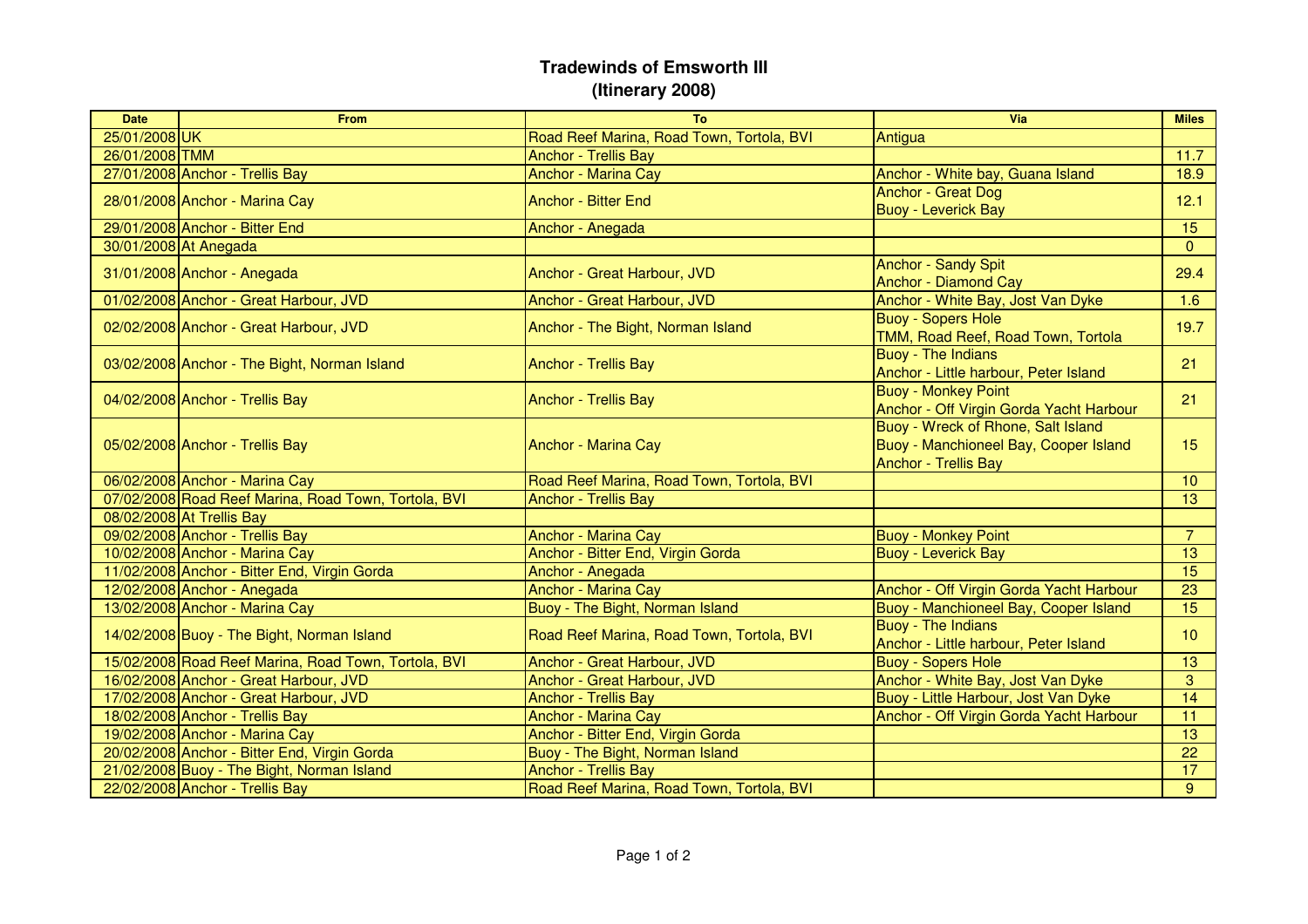# Tradewinds of Emsworth III
## (Itinerary 2008)

| Date | From | To | Via | Miles |
|---|---|---|---|---|
| 25/01/2008 | UK | Road Reef Marina, Road Town, Tortola, BVI | Antigua | |
| 26/01/2008 | TMM | Anchor - Trellis Bay | | 11.7 |
| 27/01/2008 | Anchor - Trellis Bay | Anchor - Marina Cay | Anchor - White bay, Guana Island | 18.9 |
| 28/01/2008 | Anchor - Marina Cay | Anchor - Bitter End | Anchor - Great Dog<br>Buoy - Leverick Bay | 12.1 |
| 29/01/2008 | Anchor - Bitter End | Anchor - Anegada | | 15 |
| 30/01/2008 | At Anegada | | | 0 |
| 31/01/2008 | Anchor - Anegada | Anchor - Great Harbour, JVD | Anchor - Sandy Spit<br>Anchor - Diamond Cay | 29.4 |
| 01/02/2008 | Anchor - Great Harbour, JVD | Anchor - Great Harbour, JVD | Anchor - White Bay, Jost Van Dyke | 1.6 |
| 02/02/2008 | Anchor - Great Harbour, JVD | Anchor - The Bight, Norman Island | Buoy - Sopers Hole<br>TMM, Road Reef, Road Town, Tortola | 19.7 |
| 03/02/2008 | Anchor - The Bight, Norman Island | Anchor - Trellis Bay | Buoy - The Indians<br>Anchor - Little harbour, Peter Island | 21 |
| 04/02/2008 | Anchor - Trellis Bay | Anchor - Trellis Bay | Buoy - Monkey Point<br>Anchor - Off Virgin Gorda Yacht Harbour | 21 |
| 05/02/2008 | Anchor - Trellis Bay | Anchor - Marina Cay | Buoy - Wreck of Rhone, Salt Island<br>Buoy - Manchioneel Bay, Cooper Island<br>Anchor - Trellis Bay | 15 |
| 06/02/2008 | Anchor - Marina Cay | Road Reef Marina, Road Town, Tortola, BVI | | 10 |
| 07/02/2008 | Road Reef Marina, Road Town, Tortola, BVI | Anchor - Trellis Bay | | 13 |
| 08/02/2008 | At Trellis Bay | | | |
| 09/02/2008 | Anchor - Trellis Bay | Anchor - Marina Cay | Buoy - Monkey Point | 7 |
| 10/02/2008 | Anchor - Marina Cay | Anchor - Bitter End, Virgin Gorda | Buoy - Leverick Bay | 13 |
| 11/02/2008 | Anchor - Bitter End, Virgin Gorda | Anchor - Anegada | | 15 |
| 12/02/2008 | Anchor - Anegada | Anchor - Marina Cay | Anchor - Off Virgin Gorda Yacht Harbour | 23 |
| 13/02/2008 | Anchor - Marina Cay | Buoy - The Bight, Norman Island | Buoy - Manchioneel Bay, Cooper Island | 15 |
| 14/02/2008 | Buoy - The Bight, Norman Island | Road Reef Marina, Road Town, Tortola, BVI | Buoy - The Indians<br>Anchor - Little harbour, Peter Island | 10 |
| 15/02/2008 | Road Reef Marina, Road Town, Tortola, BVI | Anchor - Great Harbour, JVD | Buoy - Sopers Hole | 13 |
| 16/02/2008 | Anchor - Great Harbour, JVD | Anchor - Great Harbour, JVD | Anchor - White Bay, Jost Van Dyke | 3 |
| 17/02/2008 | Anchor - Great Harbour, JVD | Anchor - Trellis Bay | Buoy - Little Harbour, Jost Van Dyke | 14 |
| 18/02/2008 | Anchor - Trellis Bay | Anchor - Marina Cay | Anchor - Off Virgin Gorda Yacht Harbour | 11 |
| 19/02/2008 | Anchor - Marina Cay | Anchor - Bitter End, Virgin Gorda | | 13 |
| 20/02/2008 | Anchor - Bitter End, Virgin Gorda | Buoy - The Bight, Norman Island | | 22 |
| 21/02/2008 | Buoy - The Bight, Norman Island | Anchor - Trellis Bay | | 17 |
| 22/02/2008 | Anchor - Trellis Bay | Road Reef Marina, Road Town, Tortola, BVI | | 9 |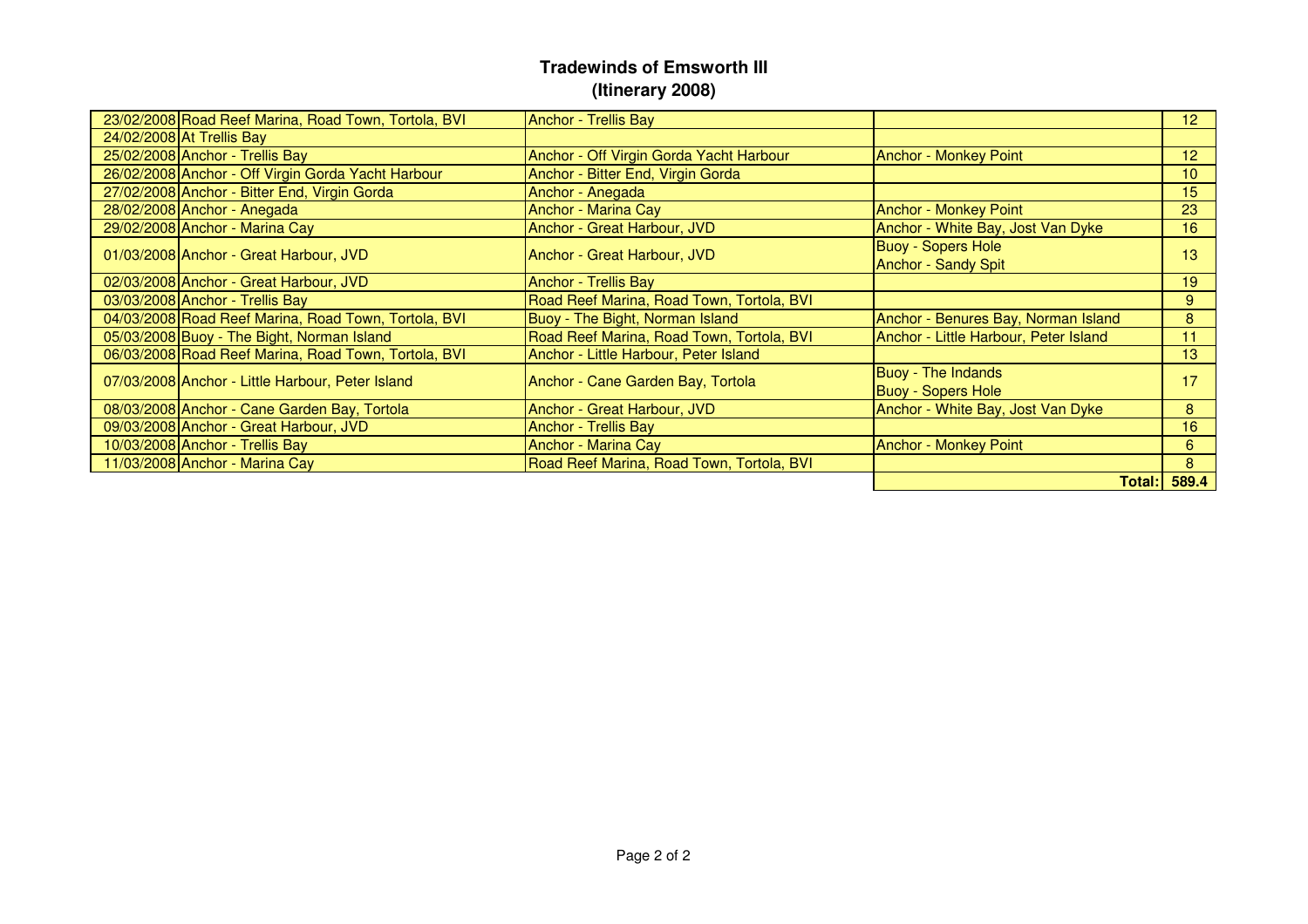# Tradewinds of Emsworth III
## (Itinerary 2008)

| | | | | |
|---|---|---|---|---|
| 23/02/2008 | Road Reef Marina, Road Town, Tortola, BVI | Anchor - Trellis Bay | | 12 |
| 24/02/2008 | At Trellis Bay | | | |
| 25/02/2008 | Anchor - Trellis Bay | Anchor - Off Virgin Gorda Yacht Harbour | Anchor - Monkey Point | 12 |
| 26/02/2008 | Anchor - Off Virgin Gorda Yacht Harbour | Anchor - Bitter End, Virgin Gorda | | 10 |
| 27/02/2008 | Anchor - Bitter End, Virgin Gorda | Anchor - Anegada | | 15 |
| 28/02/2008 | Anchor - Anegada | Anchor - Marina Cay | Anchor - Monkey Point | 23 |
| 29/02/2008 | Anchor - Marina Cay | Anchor - Great Harbour, JVD | Anchor - White Bay, Jost Van Dyke | 16 |
| 01/03/2008 | Anchor - Great Harbour, JVD | Anchor - Great Harbour, JVD | Buoy - Sopers Hole<br>Anchor - Sandy Spit | 13 |
| 02/03/2008 | Anchor - Great Harbour, JVD | Anchor - Trellis Bay | | 19 |
| 03/03/2008 | Anchor - Trellis Bay | Road Reef Marina, Road Town, Tortola, BVI | | 9 |
| 04/03/2008 | Road Reef Marina, Road Town, Tortola, BVI | Buoy - The Bight, Norman Island | Anchor - Benures Bay, Norman Island | 8 |
| 05/03/2008 | Buoy - The Bight, Norman Island | Road Reef Marina, Road Town, Tortola, BVI | Anchor - Little Harbour, Peter Island | 11 |
| 06/03/2008 | Road Reef Marina, Road Town, Tortola, BVI | Anchor - Little Harbour, Peter Island | | 13 |
| 07/03/2008 | Anchor - Little Harbour, Peter Island | Anchor - Cane Garden Bay, Tortola | Buoy - The Indands<br>Buoy - Sopers Hole | 17 |
| 08/03/2008 | Anchor - Cane Garden Bay, Tortola | Anchor - Great Harbour, JVD | Anchor - White Bay, Jost Van Dyke | 8 |
| 09/03/2008 | Anchor - Great Harbour, JVD | Anchor - Trellis Bay | | 16 |
| 10/03/2008 | Anchor - Trellis Bay | Anchor - Marina Cay | Anchor - Monkey Point | 6 |
| 11/03/2008 | Anchor - Marina Cay | Road Reef Marina, Road Town, Tortola, BVI | | 8 |
| | | | **Total:** | **589.4** |